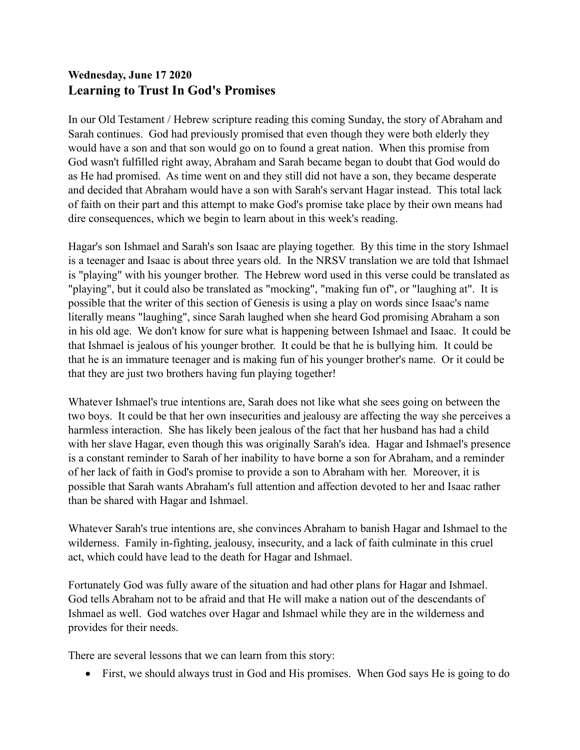**Wednesday, June 17 2020**
## Learning to Trust In God's Promises

In our Old Testament / Hebrew scripture reading this coming Sunday, the story of Abraham and Sarah continues. God had previously promised that even though they were both elderly they would have a son and that son would go on to found a great nation. When this promise from God wasn't fulfilled right away, Abraham and Sarah became began to doubt that God would do as He had promised. As time went on and they still did not have a son, they became desperate and decided that Abraham would have a son with Sarah's servant Hagar instead. This total lack of faith on their part and this attempt to make God's promise take place by their own means had dire consequences, which we begin to learn about in this week's reading.

Hagar's son Ishmael and Sarah's son Isaac are playing together. By this time in the story Ishmael is a teenager and Isaac is about three years old. In the NRSV translation we are told that Ishmael is "playing" with his younger brother. The Hebrew word used in this verse could be translated as "playing", but it could also be translated as "mocking", "making fun of", or "laughing at". It is possible that the writer of this section of Genesis is using a play on words since Isaac's name literally means "laughing", since Sarah laughed when she heard God promising Abraham a son in his old age. We don't know for sure what is happening between Ishmael and Isaac. It could be that Ishmael is jealous of his younger brother. It could be that he is bullying him. It could be that he is an immature teenager and is making fun of his younger brother's name. Or it could be that they are just two brothers having fun playing together!

Whatever Ishmael's true intentions are, Sarah does not like what she sees going on between the two boys. It could be that her own insecurities and jealousy are affecting the way she perceives a harmless interaction. She has likely been jealous of the fact that her husband has had a child with her slave Hagar, even though this was originally Sarah's idea. Hagar and Ishmael's presence is a constant reminder to Sarah of her inability to have borne a son for Abraham, and a reminder of her lack of faith in God's promise to provide a son to Abraham with her. Moreover, it is possible that Sarah wants Abraham's full attention and affection devoted to her and Isaac rather than be shared with Hagar and Ishmael.

Whatever Sarah's true intentions are, she convinces Abraham to banish Hagar and Ishmael to the wilderness. Family in-fighting, jealousy, insecurity, and a lack of faith culminate in this cruel act, which could have lead to the death for Hagar and Ishmael.

Fortunately God was fully aware of the situation and had other plans for Hagar and Ishmael. God tells Abraham not to be afraid and that He will make a nation out of the descendants of Ishmael as well. God watches over Hagar and Ishmael while they are in the wilderness and provides for their needs.

There are several lessons that we can learn from this story:

- First, we should always trust in God and His promises. When God says He is going to do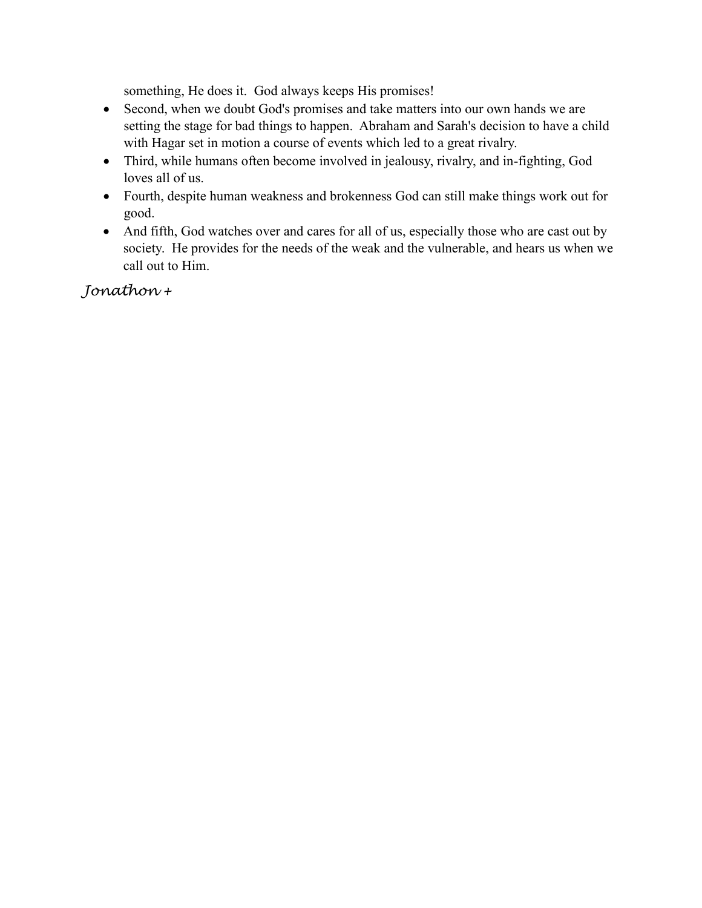something, He does it. God always keeps His promises!

- Second, when we doubt God's promises and take matters into our own hands we are setting the stage for bad things to happen. Abraham and Sarah's decision to have a child with Hagar set in motion a course of events which led to a great rivalry.
- Third, while humans often become involved in jealousy, rivalry, and in-fighting, God loves all of us.
- Fourth, despite human weakness and brokenness God can still make things work out for good.
- And fifth, God watches over and cares for all of us, especially those who are cast out by society. He provides for the needs of the weak and the vulnerable, and hears us when we call out to Him.

*Jonathon +*